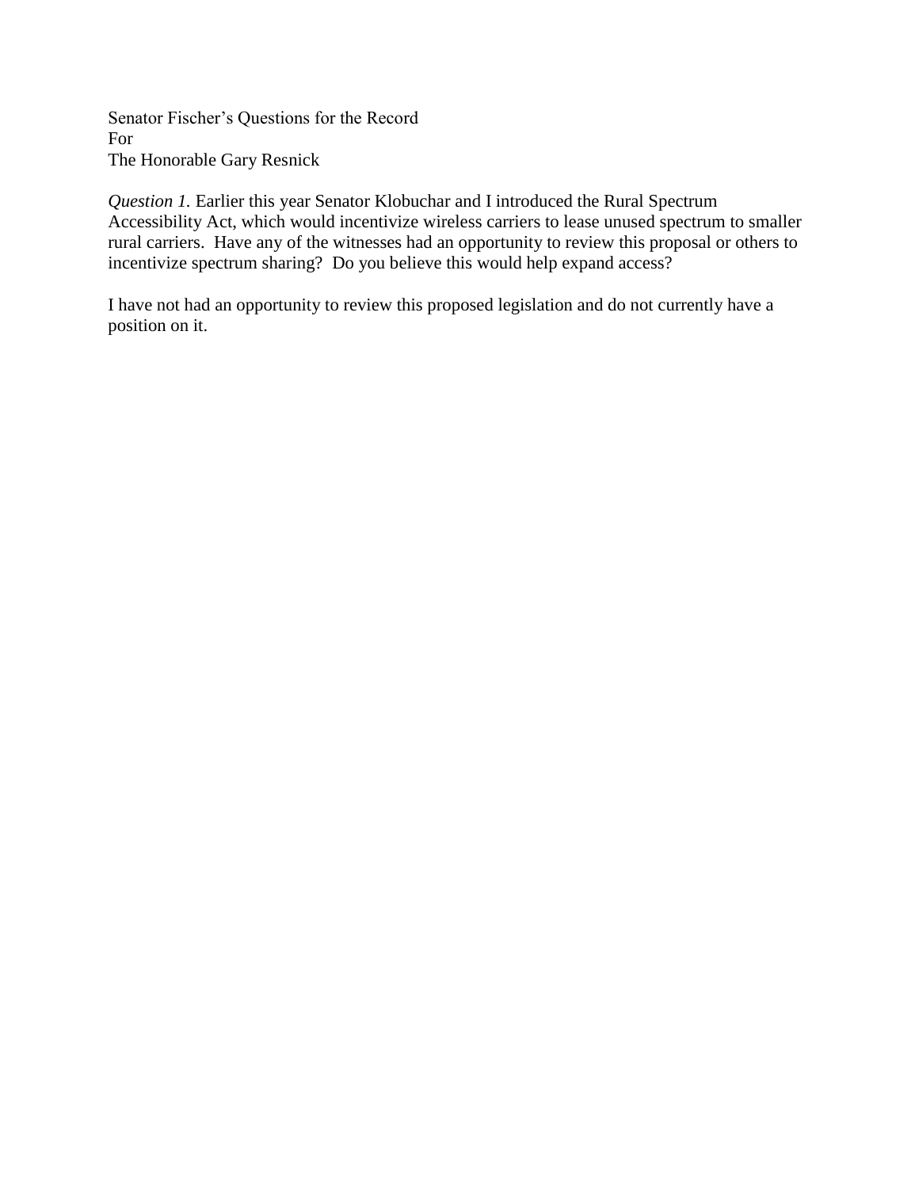Senator Fischer's Questions for the Record
For
The Honorable Gary Resnick

*Question 1.* Earlier this year Senator Klobuchar and I introduced the Rural Spectrum Accessibility Act, which would incentivize wireless carriers to lease unused spectrum to smaller rural carriers. Have any of the witnesses had an opportunity to review this proposal or others to incentivize spectrum sharing? Do you believe this would help expand access?

I have not had an opportunity to review this proposed legislation and do not currently have a position on it.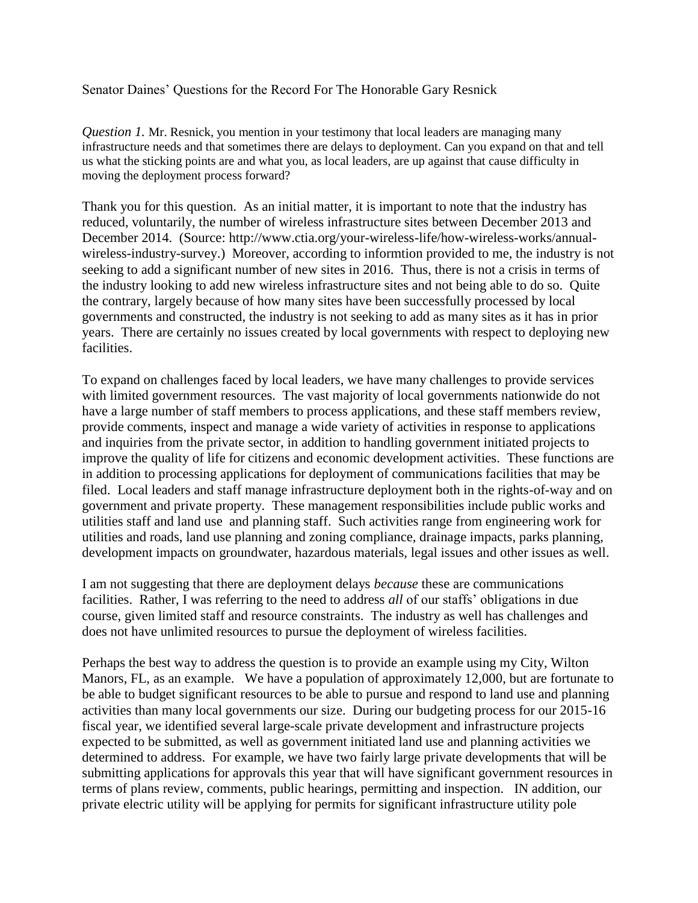Senator Daines' Questions for the Record For The Honorable Gary Resnick

*Question 1.* Mr. Resnick, you mention in your testimony that local leaders are managing many infrastructure needs and that sometimes there are delays to deployment. Can you expand on that and tell us what the sticking points are and what you, as local leaders, are up against that cause difficulty in moving the deployment process forward?

Thank you for this question. As an initial matter, it is important to note that the industry has reduced, voluntarily, the number of wireless infrastructure sites between December 2013 and December 2014. (Source: http://www.ctia.org/your-wireless-life/how-wireless-works/annual-wireless-industry-survey.) Moreover, according to informtion provided to me, the industry is not seeking to add a significant number of new sites in 2016. Thus, there is not a crisis in terms of the industry looking to add new wireless infrastructure sites and not being able to do so. Quite the contrary, largely because of how many sites have been successfully processed by local governments and constructed, the industry is not seeking to add as many sites as it has in prior years. There are certainly no issues created by local governments with respect to deploying new facilities.

To expand on challenges faced by local leaders, we have many challenges to provide services with limited government resources. The vast majority of local governments nationwide do not have a large number of staff members to process applications, and these staff members review, provide comments, inspect and manage a wide variety of activities in response to applications and inquiries from the private sector, in addition to handling government initiated projects to improve the quality of life for citizens and economic development activities. These functions are in addition to processing applications for deployment of communications facilities that may be filed. Local leaders and staff manage infrastructure deployment both in the rights-of-way and on government and private property. These management responsibilities include public works and utilities staff and land use and planning staff. Such activities range from engineering work for utilities and roads, land use planning and zoning compliance, drainage impacts, parks planning, development impacts on groundwater, hazardous materials, legal issues and other issues as well.

I am not suggesting that there are deployment delays *because* these are communications facilities. Rather, I was referring to the need to address *all* of our staffs' obligations in due course, given limited staff and resource constraints. The industry as well has challenges and does not have unlimited resources to pursue the deployment of wireless facilities.

Perhaps the best way to address the question is to provide an example using my City, Wilton Manors, FL, as an example. We have a population of approximately 12,000, but are fortunate to be able to budget significant resources to be able to pursue and respond to land use and planning activities than many local governments our size. During our budgeting process for our 2015-16 fiscal year, we identified several large-scale private development and infrastructure projects expected to be submitted, as well as government initiated land use and planning activities we determined to address. For example, we have two fairly large private developments that will be submitting applications for approvals this year that will have significant government resources in terms of plans review, comments, public hearings, permitting and inspection. IN addition, our private electric utility will be applying for permits for significant infrastructure utility pole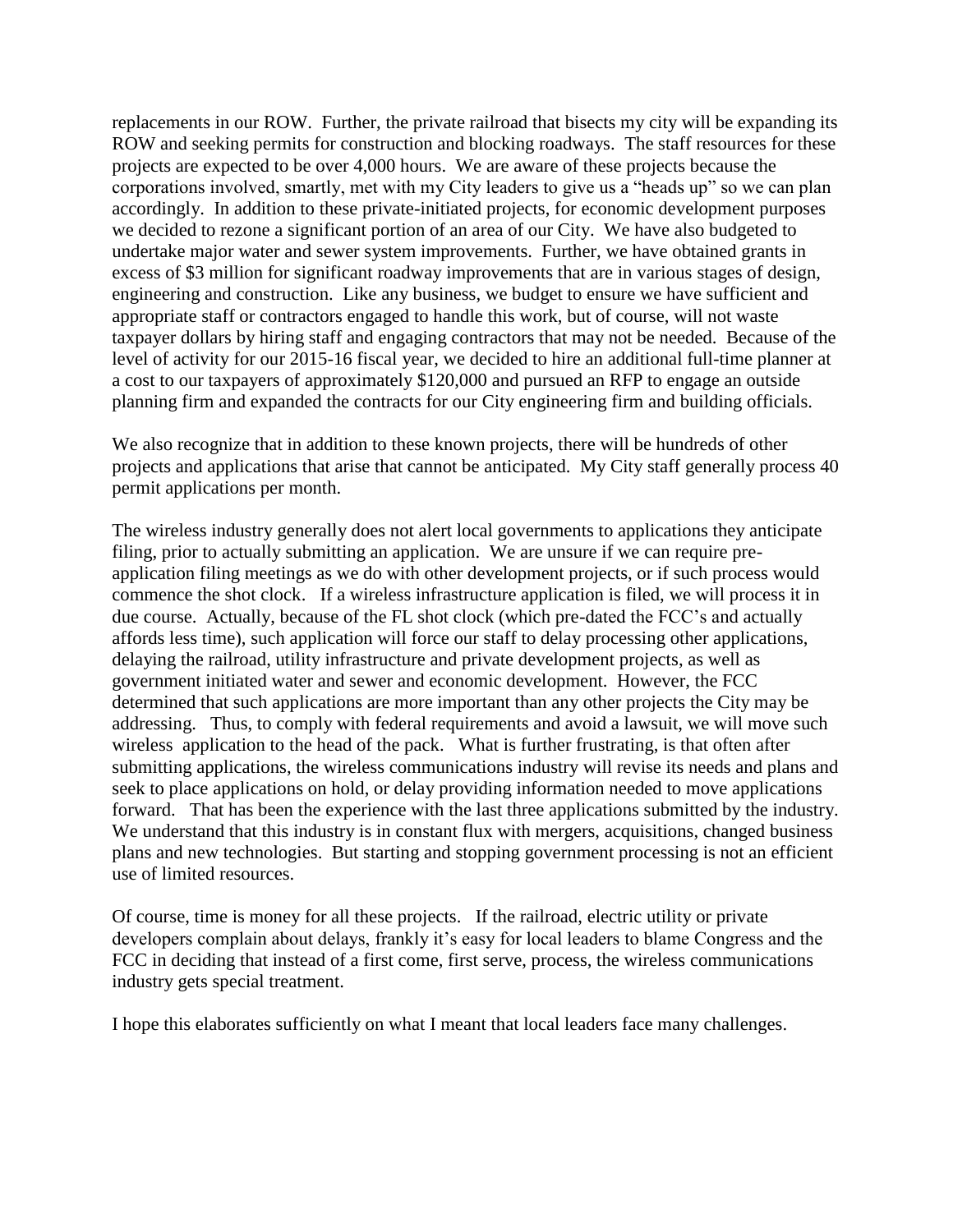replacements in our ROW. Further, the private railroad that bisects my city will be expanding its ROW and seeking permits for construction and blocking roadways. The staff resources for these projects are expected to be over 4,000 hours. We are aware of these projects because the corporations involved, smartly, met with my City leaders to give us a "heads up" so we can plan accordingly. In addition to these private-initiated projects, for economic development purposes we decided to rezone a significant portion of an area of our City. We have also budgeted to undertake major water and sewer system improvements. Further, we have obtained grants in excess of $3 million for significant roadway improvements that are in various stages of design, engineering and construction. Like any business, we budget to ensure we have sufficient and appropriate staff or contractors engaged to handle this work, but of course, will not waste taxpayer dollars by hiring staff and engaging contractors that may not be needed. Because of the level of activity for our 2015-16 fiscal year, we decided to hire an additional full-time planner at a cost to our taxpayers of approximately $120,000 and pursued an RFP to engage an outside planning firm and expanded the contracts for our City engineering firm and building officials.

We also recognize that in addition to these known projects, there will be hundreds of other projects and applications that arise that cannot be anticipated. My City staff generally process 40 permit applications per month.

The wireless industry generally does not alert local governments to applications they anticipate filing, prior to actually submitting an application. We are unsure if we can require pre-application filing meetings as we do with other development projects, or if such process would commence the shot clock. If a wireless infrastructure application is filed, we will process it in due course. Actually, because of the FL shot clock (which pre-dated the FCC's and actually affords less time), such application will force our staff to delay processing other applications, delaying the railroad, utility infrastructure and private development projects, as well as government initiated water and sewer and economic development. However, the FCC determined that such applications are more important than any other projects the City may be addressing. Thus, to comply with federal requirements and avoid a lawsuit, we will move such wireless application to the head of the pack. What is further frustrating, is that often after submitting applications, the wireless communications industry will revise its needs and plans and seek to place applications on hold, or delay providing information needed to move applications forward. That has been the experience with the last three applications submitted by the industry. We understand that this industry is in constant flux with mergers, acquisitions, changed business plans and new technologies. But starting and stopping government processing is not an efficient use of limited resources.

Of course, time is money for all these projects. If the railroad, electric utility or private developers complain about delays, frankly it's easy for local leaders to blame Congress and the FCC in deciding that instead of a first come, first serve, process, the wireless communications industry gets special treatment.

I hope this elaborates sufficiently on what I meant that local leaders face many challenges.